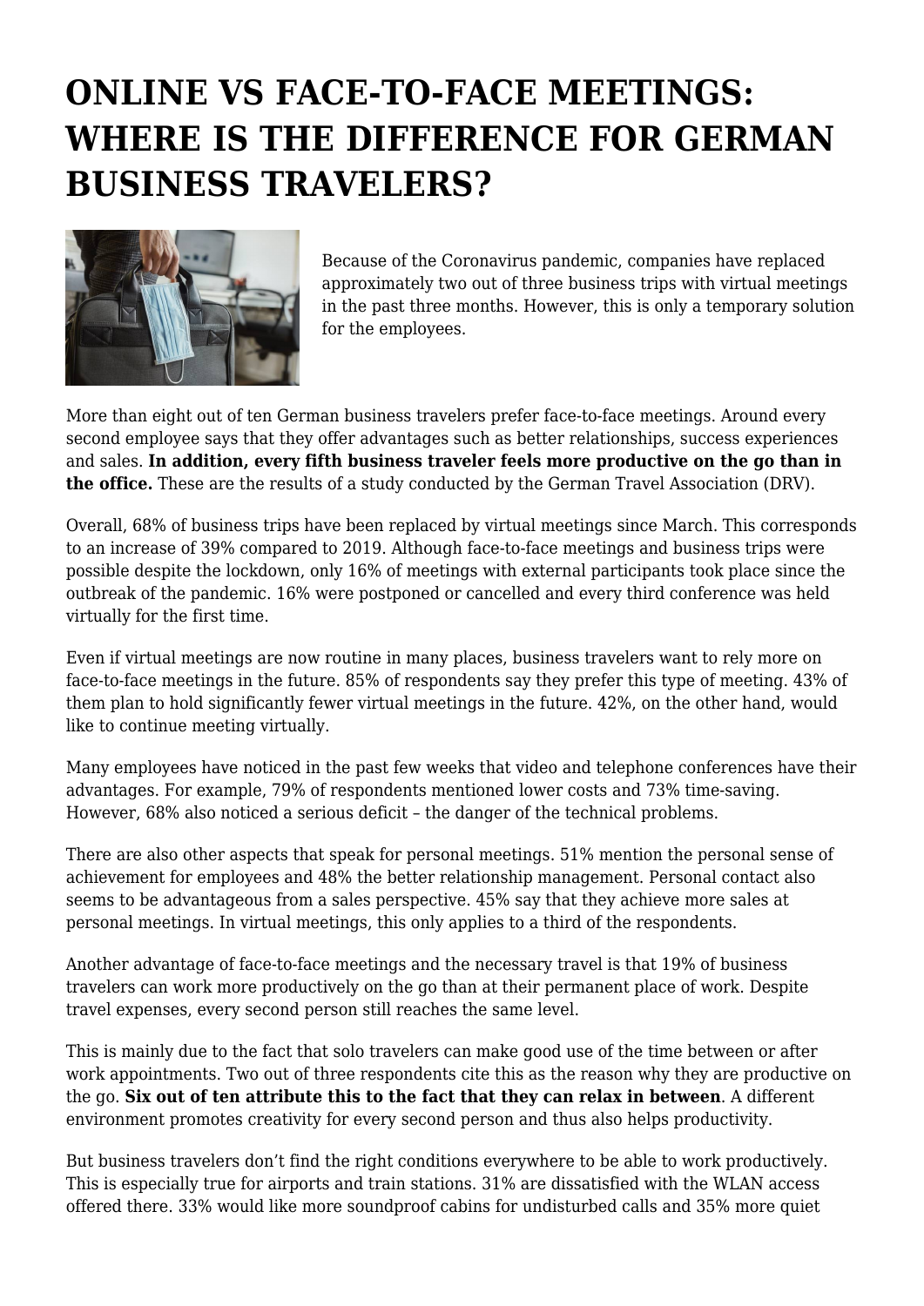# ONLINE VS FACE-TO-FACE MEETINGS: WHERE IS THE DIFFERENCE FOR GERMAN BUSINESS TRAVELERS?

Because of the Coronavirus pandemic, companies have replaced approximately two out of three business trips with virtual meetings in the past three months. However, this is only a temporary solution for the employees.

More than eight out of ten German business travelers prefer face-to-face meetings. Around every second employee says that they offer advantages such as better relationships, success experiences and sales. **In addition, every fifth business traveler feels more productive on the go than in the office.** These are the results of a study conducted by the German Travel Association (DRV).

Overall, 68% of business trips have been replaced by virtual meetings since March. This corresponds to an increase of 39% compared to 2019. Although face-to-face meetings and business trips were possible despite the lockdown, only 16% of meetings with external participants took place since the outbreak of the pandemic. 16% were postponed or cancelled and every third conference was held virtually for the first time.

Even if virtual meetings are now routine in many places, business travelers want to rely more on face-to-face meetings in the future. 85% of respondents say they prefer this type of meeting. 43% of them plan to hold significantly fewer virtual meetings in the future. 42%, on the other hand, would like to continue meeting virtually.

Many employees have noticed in the past few weeks that video and telephone conferences have their advantages. For example, 79% of respondents mentioned lower costs and 73% time-saving. However, 68% also noticed a serious deficit – the danger of the technical problems.

There are also other aspects that speak for personal meetings. 51% mention the personal sense of achievement for employees and 48% the better relationship management. Personal contact also seems to be advantageous from a sales perspective. 45% say that they achieve more sales at personal meetings. In virtual meetings, this only applies to a third of the respondents.

Another advantage of face-to-face meetings and the necessary travel is that 19% of business travelers can work more productively on the go than at their permanent place of work. Despite travel expenses, every second person still reaches the same level.

This is mainly due to the fact that solo travelers can make good use of the time between or after work appointments. Two out of three respondents cite this as the reason why they are productive on the go. **Six out of ten attribute this to the fact that they can relax in between**. A different environment promotes creativity for every second person and thus also helps productivity.

But business travelers don't find the right conditions everywhere to be able to work productively. This is especially true for airports and train stations. 31% are dissatisfied with the WLAN access offered there. 33% would like more soundproof cabins for undisturbed calls and 35% more quiet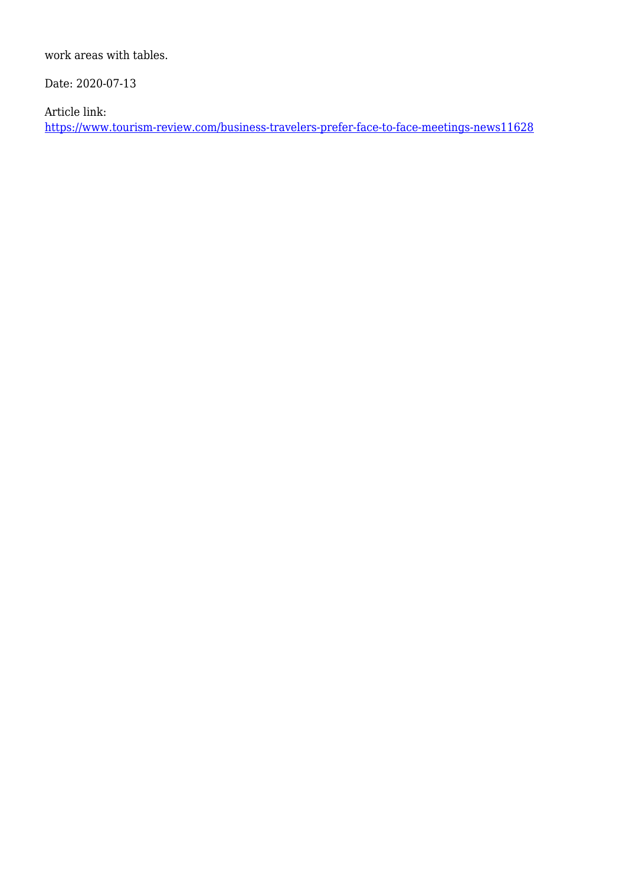work areas with tables.

Date: 2020-07-13

Article link:
[https://www.tourism-review.com/business-travelers-prefer-face-to-face-meetings-news11628](https://www.tourism-review.com/business-travelers-prefer-face-to-face-meetings-news11628)